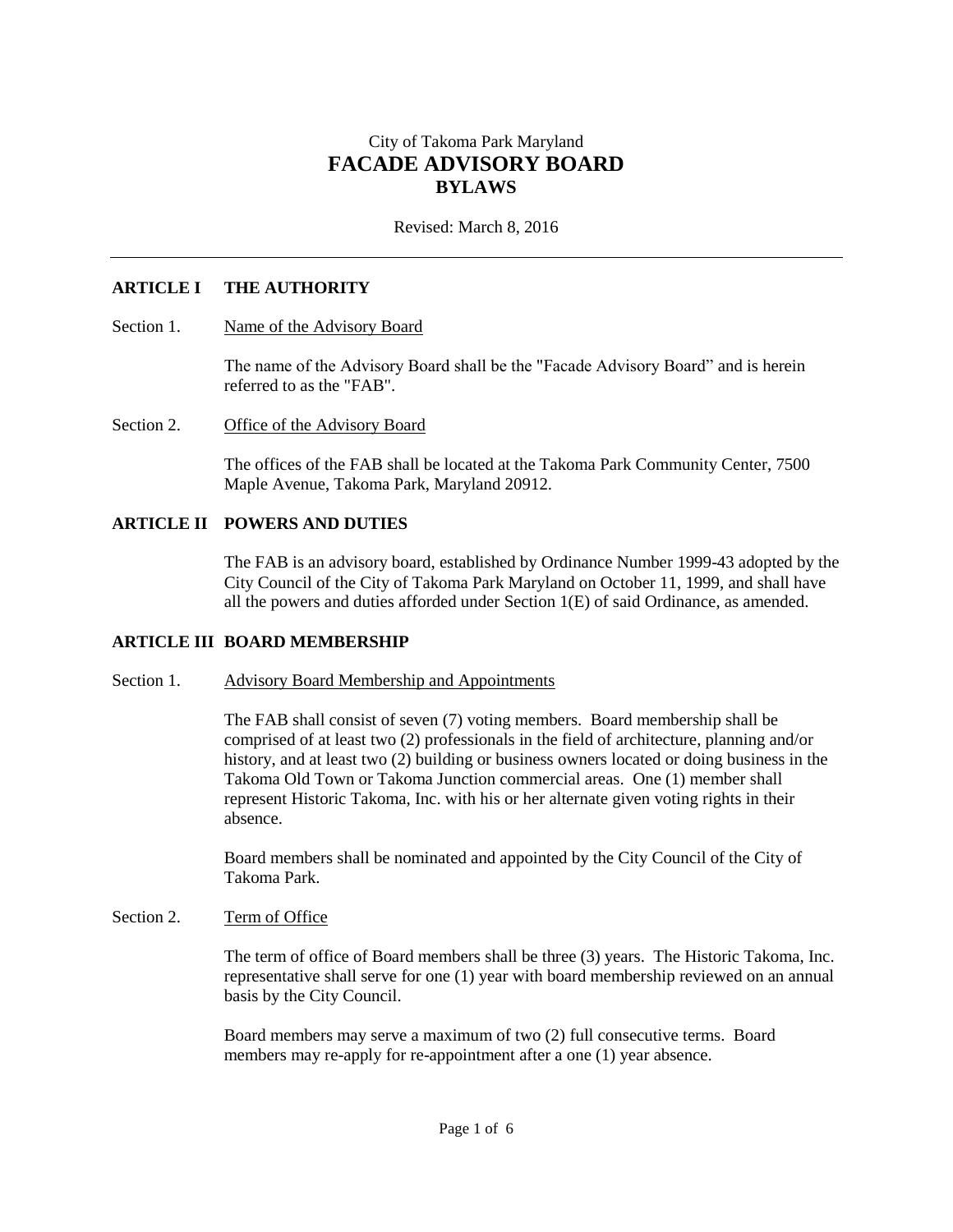City of Takoma Park Maryland

# FACADE ADVISORY BOARD

## BYLAWS

Revised: March 8, 2016

---

## ARTICLE I THE AUTHORITY

### Section 1. Name of the Advisory Board

The name of the Advisory Board shall be the "Facade Advisory Board" and is herein referred to as the "FAB".

### Section 2. Office of the Advisory Board

The offices of the FAB shall be located at the Takoma Park Community Center, 7500 Maple Avenue, Takoma Park, Maryland 20912.

## ARTICLE II POWERS AND DUTIES

The FAB is an advisory board, established by Ordinance Number 1999-43 adopted by the City Council of the City of Takoma Park Maryland on October 11, 1999, and shall have all the powers and duties afforded under Section 1(E) of said Ordinance, as amended.

## ARTICLE III BOARD MEMBERSHIP

### Section 1. Advisory Board Membership and Appointments

The FAB shall consist of seven (7) voting members. Board membership shall be comprised of at least two (2) professionals in the field of architecture, planning and/or history, and at least two (2) building or business owners located or doing business in the Takoma Old Town or Takoma Junction commercial areas. One (1) member shall represent Historic Takoma, Inc. with his or her alternate given voting rights in their absence.

Board members shall be nominated and appointed by the City Council of the City of Takoma Park.

### Section 2. Term of Office

The term of office of Board members shall be three (3) years. The Historic Takoma, Inc. representative shall serve for one (1) year with board membership reviewed on an annual basis by the City Council.

Board members may serve a maximum of two (2) full consecutive terms. Board members may re-apply for re-appointment after a one (1) year absence.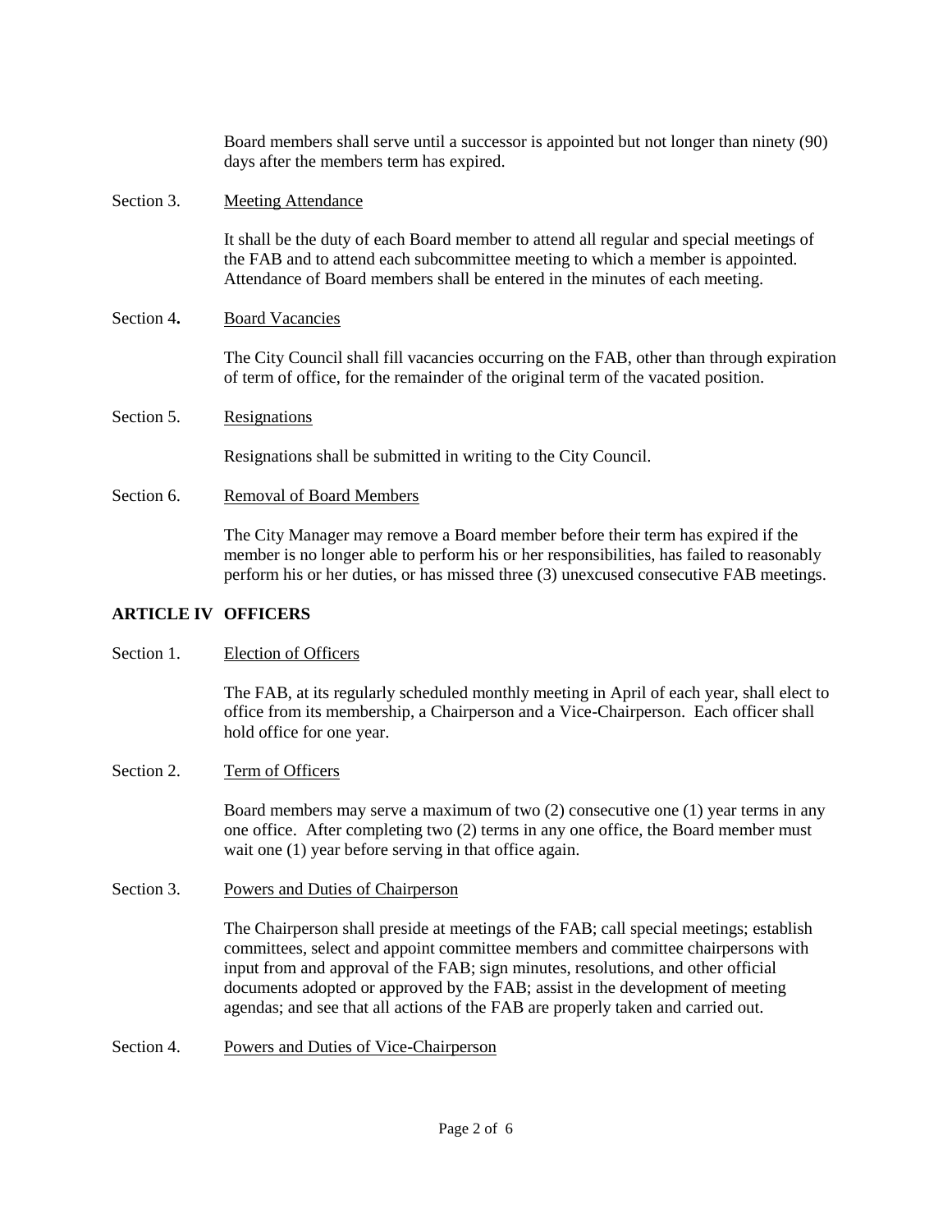Board members shall serve until a successor is appointed but not longer than ninety (90) days after the members term has expired.

Section 3. Meeting Attendance

It shall be the duty of each Board member to attend all regular and special meetings of the FAB and to attend each subcommittee meeting to which a member is appointed. Attendance of Board members shall be entered in the minutes of each meeting.

Section 4**.** Board Vacancies

The City Council shall fill vacancies occurring on the FAB, other than through expiration of term of office, for the remainder of the original term of the vacated position.

Section 5. Resignations

Resignations shall be submitted in writing to the City Council.

Section 6. Removal of Board Members

The City Manager may remove a Board member before their term has expired if the member is no longer able to perform his or her responsibilities, has failed to reasonably perform his or her duties, or has missed three (3) unexcused consecutive FAB meetings.

## ARTICLE IV OFFICERS

Section 1. Election of Officers

The FAB, at its regularly scheduled monthly meeting in April of each year, shall elect to office from its membership, a Chairperson and a Vice-Chairperson. Each officer shall hold office for one year.

Section 2. Term of Officers

Board members may serve a maximum of two (2) consecutive one (1) year terms in any one office. After completing two (2) terms in any one office, the Board member must wait one (1) year before serving in that office again.

Section 3. Powers and Duties of Chairperson

The Chairperson shall preside at meetings of the FAB; call special meetings; establish committees, select and appoint committee members and committee chairpersons with input from and approval of the FAB; sign minutes, resolutions, and other official documents adopted or approved by the FAB; assist in the development of meeting agendas; and see that all actions of the FAB are properly taken and carried out.

Section 4. Powers and Duties of Vice-Chairperson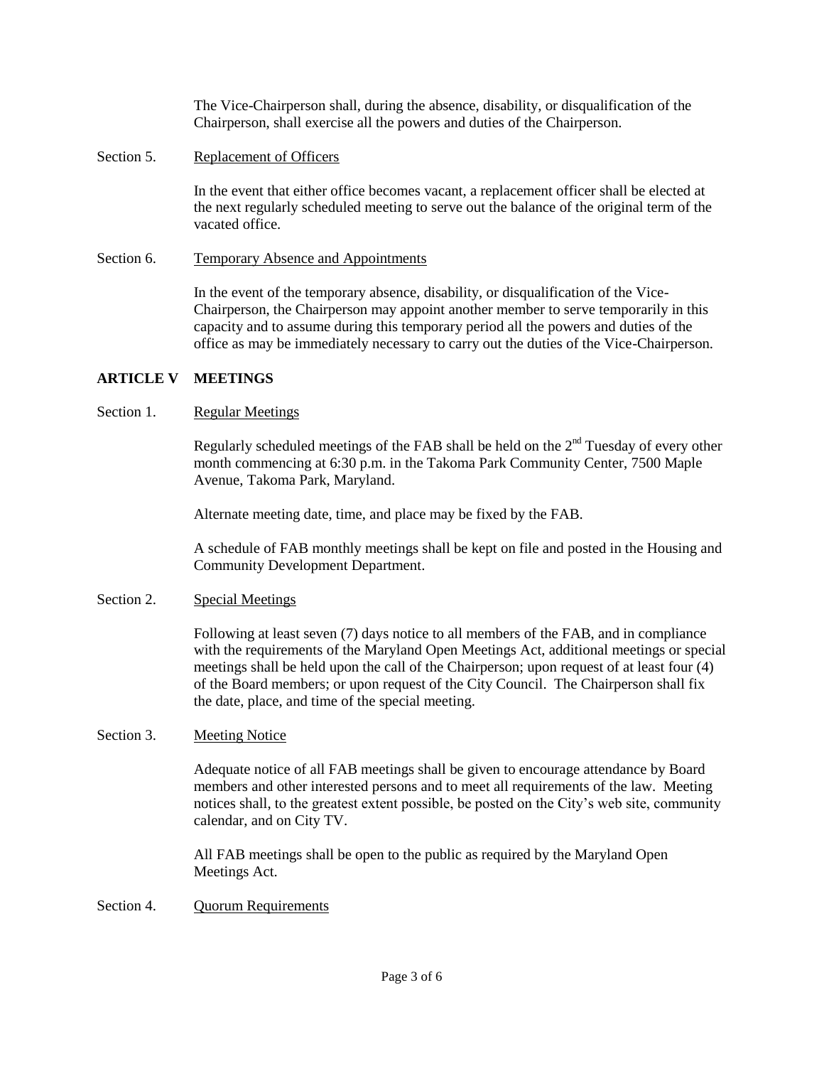The Vice-Chairperson shall, during the absence, disability, or disqualification of the Chairperson, shall exercise all the powers and duties of the Chairperson.

Section 5. Replacement of Officers

In the event that either office becomes vacant, a replacement officer shall be elected at the next regularly scheduled meeting to serve out the balance of the original term of the vacated office.

Section 6. Temporary Absence and Appointments

In the event of the temporary absence, disability, or disqualification of the Vice-Chairperson, the Chairperson may appoint another member to serve temporarily in this capacity and to assume during this temporary period all the powers and duties of the office as may be immediately necessary to carry out the duties of the Vice-Chairperson.

## ARTICLE V MEETINGS

Section 1. Regular Meetings

Regularly scheduled meetings of the FAB shall be held on the 2nd Tuesday of every other month commencing at 6:30 p.m. in the Takoma Park Community Center, 7500 Maple Avenue, Takoma Park, Maryland.

Alternate meeting date, time, and place may be fixed by the FAB.

A schedule of FAB monthly meetings shall be kept on file and posted in the Housing and Community Development Department.

Section 2. Special Meetings

Following at least seven (7) days notice to all members of the FAB, and in compliance with the requirements of the Maryland Open Meetings Act, additional meetings or special meetings shall be held upon the call of the Chairperson; upon request of at least four (4) of the Board members; or upon request of the City Council. The Chairperson shall fix the date, place, and time of the special meeting.

Section 3. Meeting Notice

Adequate notice of all FAB meetings shall be given to encourage attendance by Board members and other interested persons and to meet all requirements of the law. Meeting notices shall, to the greatest extent possible, be posted on the City's web site, community calendar, and on City TV.

All FAB meetings shall be open to the public as required by the Maryland Open Meetings Act.

Section 4. Quorum Requirements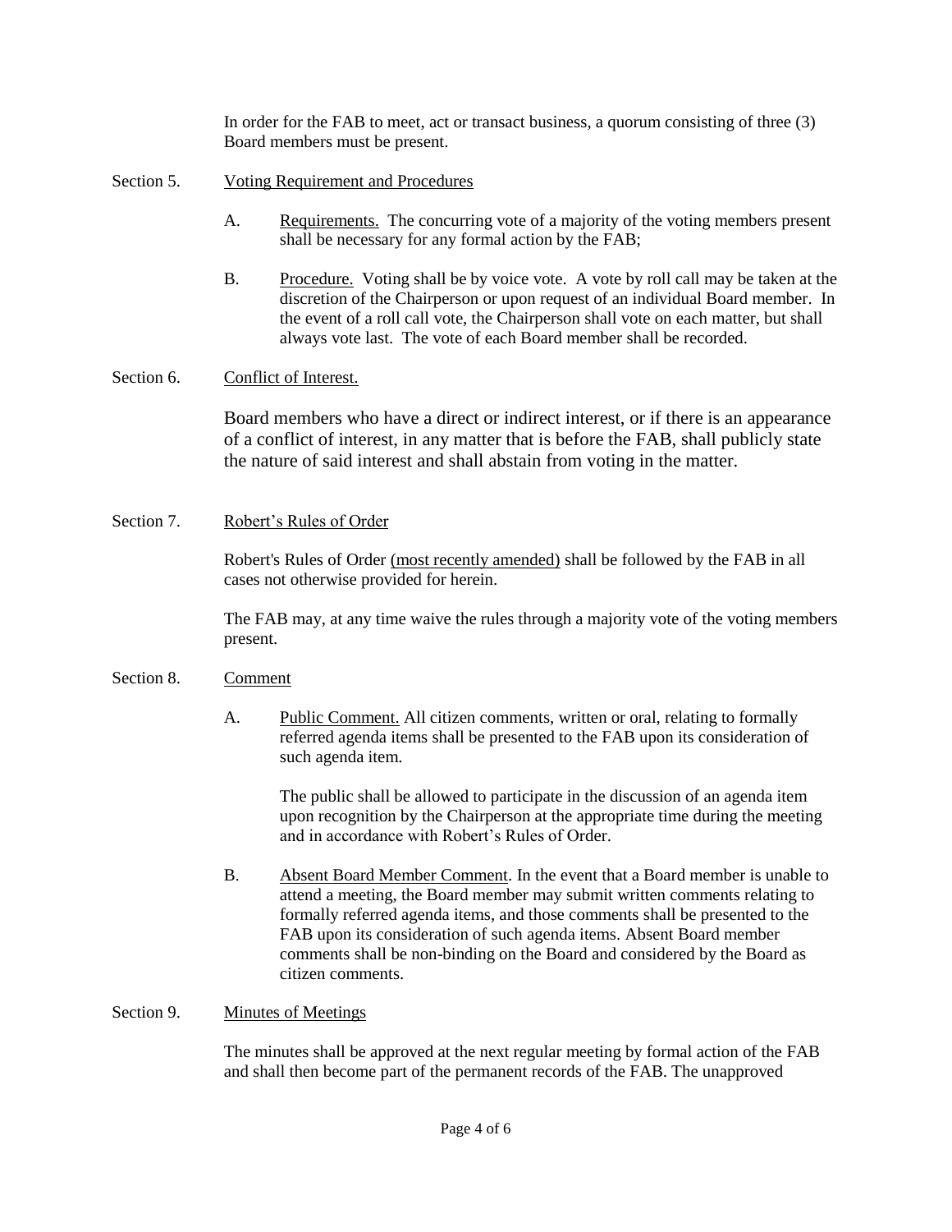In order for the FAB to meet, act or transact business, a quorum consisting of three (3) Board members must be present.

Section 5. Voting Requirement and Procedures

A. Requirements. The concurring vote of a majority of the voting members present shall be necessary for any formal action by the FAB;

B. Procedure. Voting shall be by voice vote. A vote by roll call may be taken at the discretion of the Chairperson or upon request of an individual Board member. In the event of a roll call vote, the Chairperson shall vote on each matter, but shall always vote last. The vote of each Board member shall be recorded.

Section 6. Conflict of Interest.

Board members who have a direct or indirect interest, or if there is an appearance of a conflict of interest, in any matter that is before the FAB, shall publicly state the nature of said interest and shall abstain from voting in the matter.

Section 7. Robert's Rules of Order

Robert's Rules of Order (most recently amended) shall be followed by the FAB in all cases not otherwise provided for herein.

The FAB may, at any time waive the rules through a majority vote of the voting members present.

Section 8. Comment

A. Public Comment. All citizen comments, written or oral, relating to formally referred agenda items shall be presented to the FAB upon its consideration of such agenda item.

The public shall be allowed to participate in the discussion of an agenda item upon recognition by the Chairperson at the appropriate time during the meeting and in accordance with Robert's Rules of Order.

B. Absent Board Member Comment. In the event that a Board member is unable to attend a meeting, the Board member may submit written comments relating to formally referred agenda items, and those comments shall be presented to the FAB upon its consideration of such agenda items. Absent Board member comments shall be non-binding on the Board and considered by the Board as citizen comments.

Section 9. Minutes of Meetings

The minutes shall be approved at the next regular meeting by formal action of the FAB and shall then become part of the permanent records of the FAB. The unapproved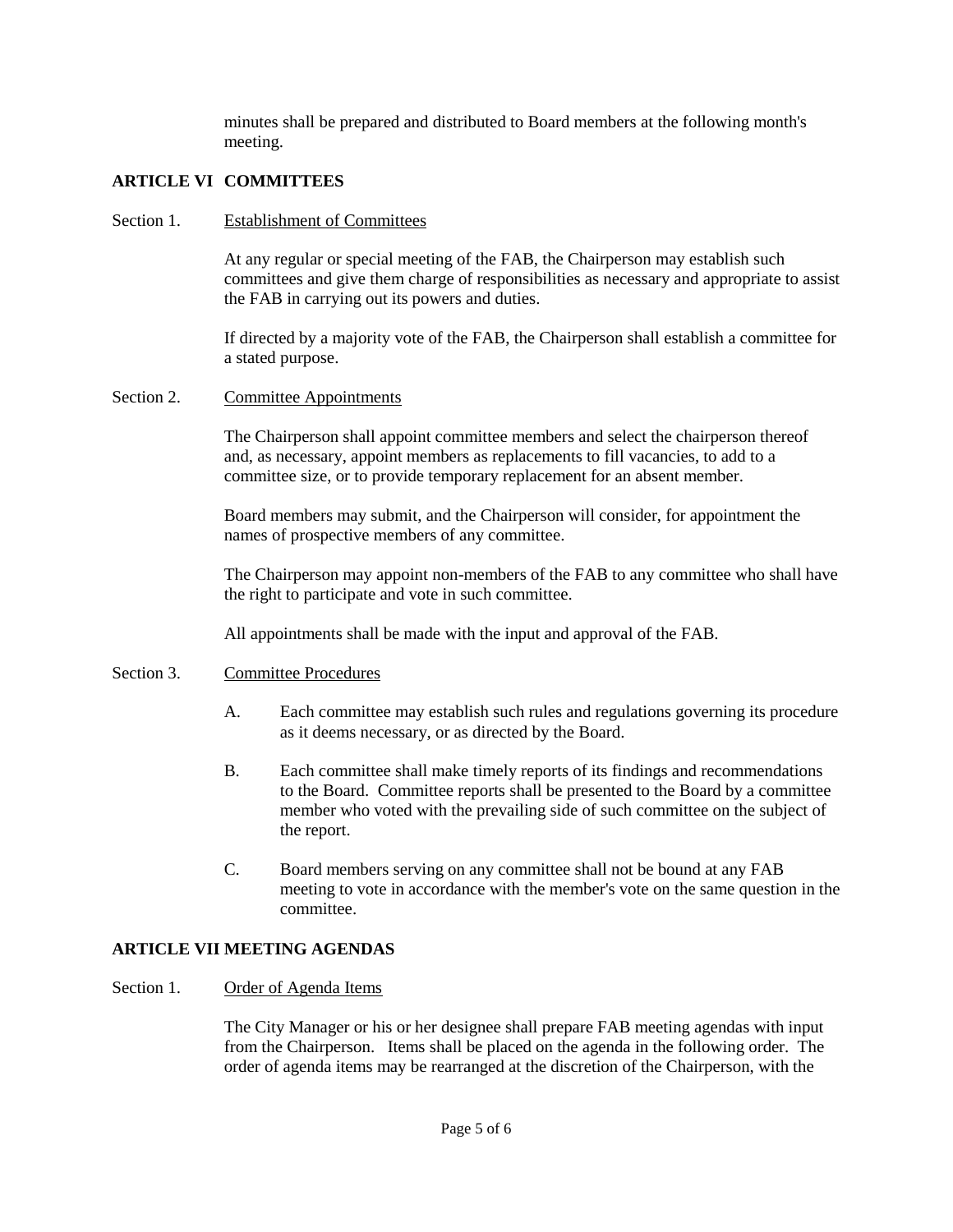minutes shall be prepared and distributed to Board members at the following month's meeting.

## ARTICLE VI COMMITTEES

Section 1. Establishment of Committees

At any regular or special meeting of the FAB, the Chairperson may establish such committees and give them charge of responsibilities as necessary and appropriate to assist the FAB in carrying out its powers and duties.

If directed by a majority vote of the FAB, the Chairperson shall establish a committee for a stated purpose.

Section 2. Committee Appointments

The Chairperson shall appoint committee members and select the chairperson thereof and, as necessary, appoint members as replacements to fill vacancies, to add to a committee size, or to provide temporary replacement for an absent member.

Board members may submit, and the Chairperson will consider, for appointment the names of prospective members of any committee.

The Chairperson may appoint non-members of the FAB to any committee who shall have the right to participate and vote in such committee.

All appointments shall be made with the input and approval of the FAB.

Section 3. Committee Procedures

A. Each committee may establish such rules and regulations governing its procedure as it deems necessary, or as directed by the Board.

B. Each committee shall make timely reports of its findings and recommendations to the Board. Committee reports shall be presented to the Board by a committee member who voted with the prevailing side of such committee on the subject of the report.

C. Board members serving on any committee shall not be bound at any FAB meeting to vote in accordance with the member's vote on the same question in the committee.

## ARTICLE VII MEETING AGENDAS

Section 1. Order of Agenda Items

The City Manager or his or her designee shall prepare FAB meeting agendas with input from the Chairperson. Items shall be placed on the agenda in the following order. The order of agenda items may be rearranged at the discretion of the Chairperson, with the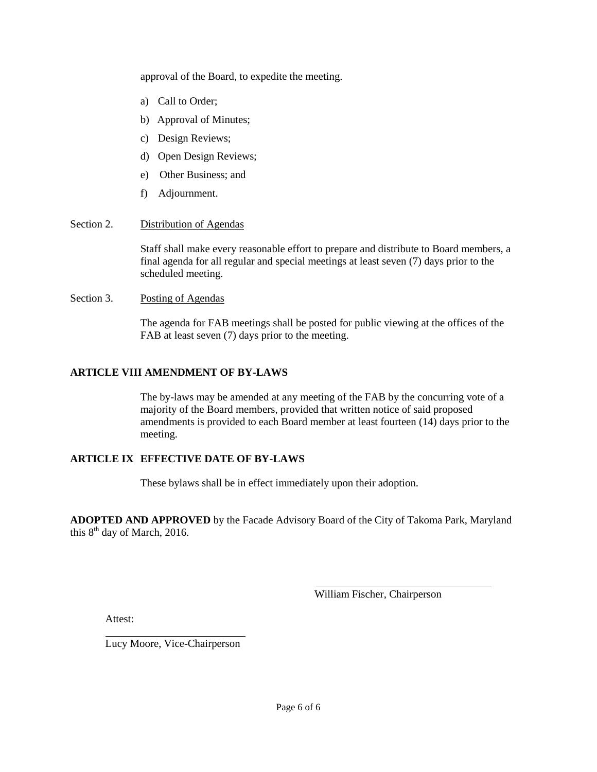approval of the Board, to expedite the meeting.

a) Call to Order;

b) Approval of Minutes;

c) Design Reviews;

d) Open Design Reviews;

e) Other Business; and

f) Adjournment.

Section 2. Distribution of Agendas

Staff shall make every reasonable effort to prepare and distribute to Board members, a final agenda for all regular and special meetings at least seven (7) days prior to the scheduled meeting.

Section 3. Posting of Agendas

The agenda for FAB meetings shall be posted for public viewing at the offices of the FAB at least seven (7) days prior to the meeting.

**ARTICLE VIII AMENDMENT OF BY-LAWS**

The by-laws may be amended at any meeting of the FAB by the concurring vote of a majority of the Board members, provided that written notice of said proposed amendments is provided to each Board member at least fourteen (14) days prior to the meeting.

**ARTICLE IX EFFECTIVE DATE OF BY-LAWS**

These bylaws shall be in effect immediately upon their adoption.

**ADOPTED AND APPROVED** by the Facade Advisory Board of the City of Takoma Park, Maryland this 8th day of March, 2016.

William Fischer, Chairperson

Attest:

Lucy Moore, Vice-Chairperson